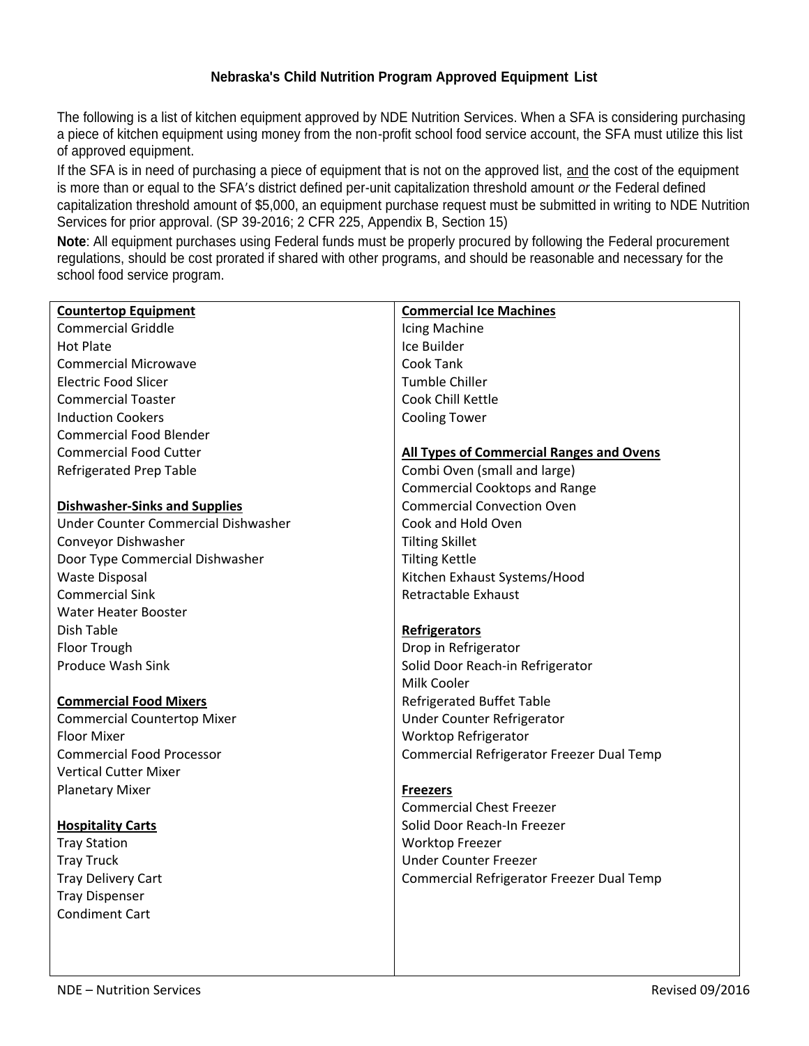# Nebraska's Child Nutrition Program Approved Equipment List

The following is a list of kitchen equipment approved by NDE Nutrition Services. When a SFA is considering purchasing a piece of kitchen equipment using money from the non-profit school food service account, the SFA must utilize this list of approved equipment.

If the SFA is in need of purchasing a piece of equipment that is not on the approved list, and the cost of the equipment is more than or equal to the SFA's district defined per-unit capitalization threshold amount *or* the Federal defined capitalization threshold amount of $5,000, an equipment purchase request must be submitted in writing to NDE Nutrition Services for prior approval. (SP 39-2016; 2 CFR 225, Appendix B, Section 15)

**Note**: All equipment purchases using Federal funds must be properly procured by following the Federal procurement regulations, should be cost prorated if shared with other programs, and should be reasonable and necessary for the school food service program.

**Countertop Equipment**
- Commercial Griddle
- Hot Plate
- Commercial Microwave
- Electric Food Slicer
- Commercial Toaster
- Induction Cookers
- Commercial Food Blender
- Commercial Food Cutter
- Refrigerated Prep Table

**Dishwasher-Sinks and Supplies**
- Under Counter Commercial Dishwasher
- Conveyor Dishwasher
- Door Type Commercial Dishwasher
- Waste Disposal
- Commercial Sink
- Water Heater Booster
- Dish Table
- Floor Trough
- Produce Wash Sink

**Commercial Food Mixers**
- Commercial Countertop Mixer
- Floor Mixer
- Commercial Food Processor
- Vertical Cutter Mixer
- Planetary Mixer

**Hospitality Carts**
- Tray Station
- Tray Truck
- Tray Delivery Cart
- Tray Dispenser
- Condiment Cart

**Commercial Ice Machines**
- Icing Machine
- Ice Builder
- Cook Tank
- Tumble Chiller
- Cook Chill Kettle
- Cooling Tower

**All Types of Commercial Ranges and Ovens**
- Combi Oven (small and large)
- Commercial Cooktops and Range
- Commercial Convection Oven
- Cook and Hold Oven
- Tilting Skillet
- Tilting Kettle
- Kitchen Exhaust Systems/Hood
- Retractable Exhaust

**Refrigerators**
- Drop in Refrigerator
- Solid Door Reach-in Refrigerator
- Milk Cooler
- Refrigerated Buffet Table
- Under Counter Refrigerator
- Worktop Refrigerator
- Commercial Refrigerator Freezer Dual Temp

**Freezers**
- Commercial Chest Freezer
- Solid Door Reach-In Freezer
- Worktop Freezer
- Under Counter Freezer
- Commercial Refrigerator Freezer Dual Temp

NDE – Nutrition Services

Revised 09/2016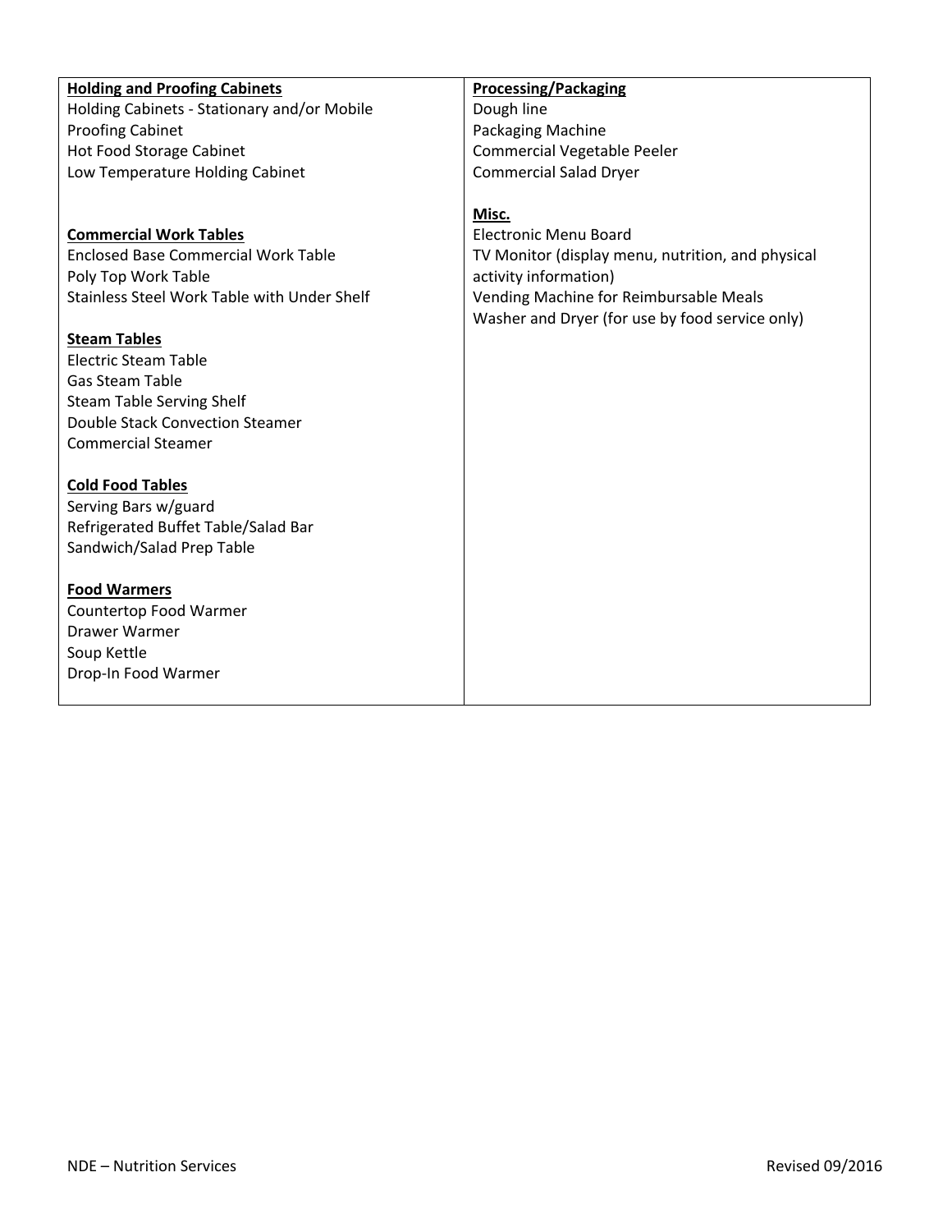**Holding and Proofing Cabinets**
Holding Cabinets - Stationary and/or Mobile
Proofing Cabinet
Hot Food Storage Cabinet
Low Temperature Holding Cabinet

**Commercial Work Tables**
Enclosed Base Commercial Work Table
Poly Top Work Table
Stainless Steel Work Table with Under Shelf

**Steam Tables**
Electric Steam Table
Gas Steam Table
Steam Table Serving Shelf
Double Stack Convection Steamer
Commercial Steamer

**Cold Food Tables**
Serving Bars w/guard
Refrigerated Buffet Table/Salad Bar
Sandwich/Salad Prep Table

**Food Warmers**
Countertop Food Warmer
Drawer Warmer
Soup Kettle
Drop-In Food Warmer

**Processing/Packaging**
Dough line
Packaging Machine
Commercial Vegetable Peeler
Commercial Salad Dryer

**Misc.**
Electronic Menu Board
TV Monitor (display menu, nutrition, and physical activity information)
Vending Machine for Reimbursable Meals
Washer and Dryer (for use by food service only)